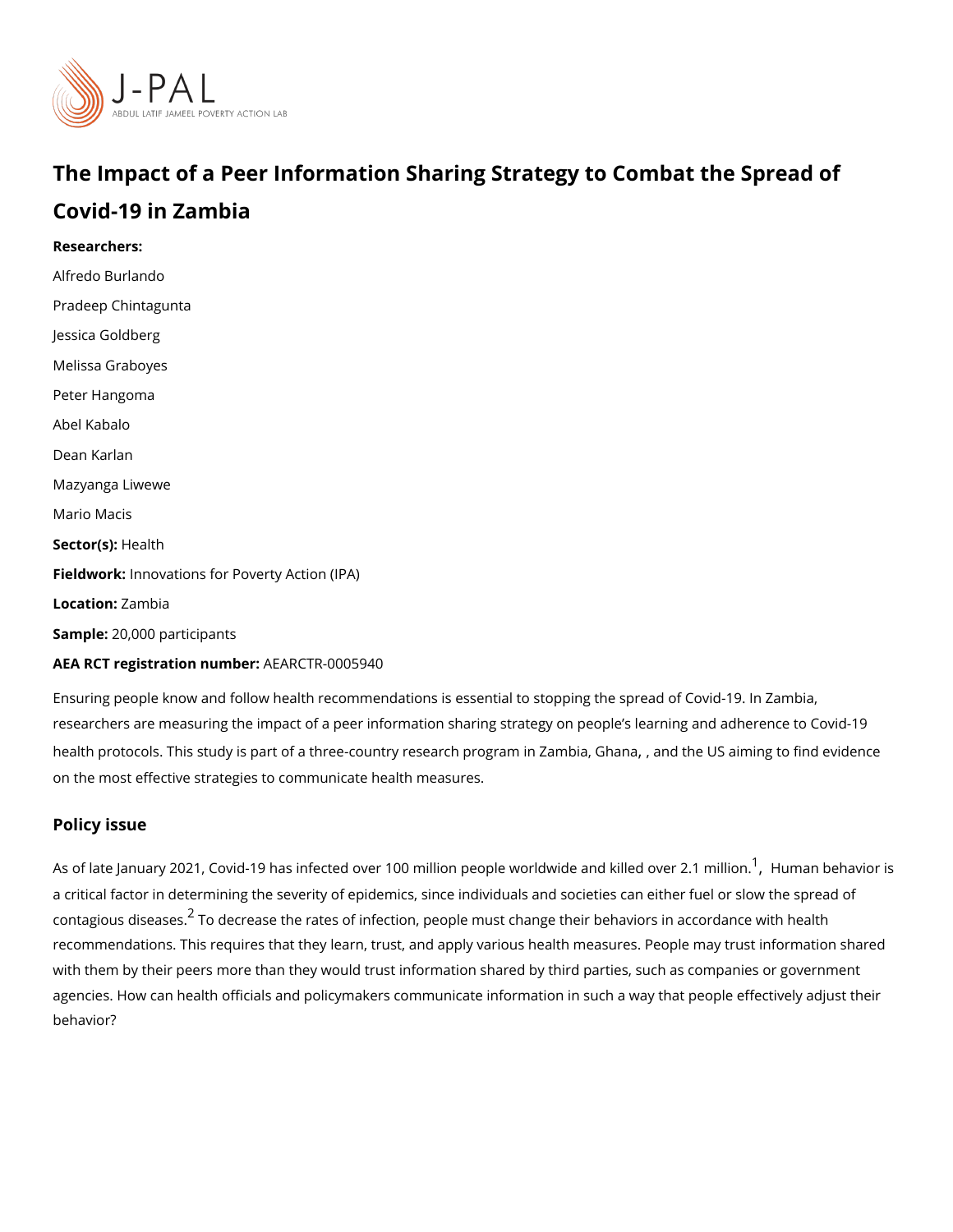# The Impact of a Peer Information Sharing Strategy to Combat the Spread of Covid-19 in Zambia

**Researchers:**

Alfredo Burlando

Pradeep Chintagunta

Jessica Goldberg

Melissa Graboyes

Peter Hangoma

Abel Kabalo

Dean Karlan

Mazyanga Liwewe

Mario Macis

**Sector(s):** Health

**Fieldwork:** Innovations for Poverty Action (IPA)

**Location:** Zambia

**Sample:** 20,000 participants

**AEA RCT registration number:** AEARCTR-0005940

Ensuring people know and follow health recommendations is essential to stopping the spread of Covid-19. In Zambia, researchers are measuring the impact of a peer information sharing strategy on people's learning and adherence to Covid-19 health protocols. This study is part of a three-country research program in Zambia, Ghana, , and the US aiming to find evidence on the most effective strategies to communicate health measures.

## Policy issue

As of late January 2021, Covid-19 has infected over 100 million people worldwide and killed over 2.1 million.[1], Human behavior is a critical factor in determining the severity of epidemics, since individuals and societies can either fuel or slow the spread of contagious diseases.[2] To decrease the rates of infection, people must change their behaviors in accordance with health recommendations. This requires that they learn, trust, and apply various health measures. People may trust information shared with them by their peers more than they would trust information shared by third parties, such as companies or government agencies. How can health officials and policymakers communicate information in such a way that people effectively adjust their behavior?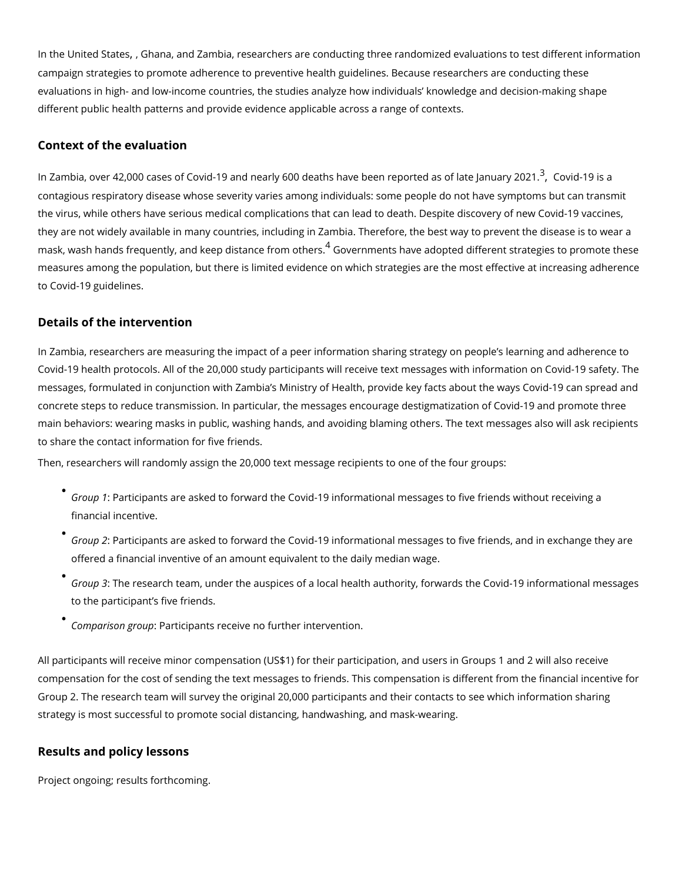In the United States, , Ghana, and Zambia, researchers are conducting three randomized evaluations to test different information campaign strategies to promote adherence to preventive health guidelines. Because researchers are conducting these evaluations in high- and low-income countries, the studies analyze how individuals' knowledge and decision-making shape different public health patterns and provide evidence applicable across a range of contexts.

## Context of the evaluation

In Zambia, over 42,000 cases of Covid-19 and nearly 600 deaths have been reported as of late January 2021.[3], Covid-19 is a contagious respiratory disease whose severity varies among individuals: some people do not have symptoms but can transmit the virus, while others have serious medical complications that can lead to death. Despite discovery of new Covid-19 vaccines, they are not widely available in many countries, including in Zambia. Therefore, the best way to prevent the disease is to wear a mask, wash hands frequently, and keep distance from others.[4] Governments have adopted different strategies to promote these measures among the population, but there is limited evidence on which strategies are the most effective at increasing adherence to Covid-19 guidelines.

## Details of the intervention

In Zambia, researchers are measuring the impact of a peer information sharing strategy on people's learning and adherence to Covid-19 health protocols. All of the 20,000 study participants will receive text messages with information on Covid-19 safety. The messages, formulated in conjunction with Zambia's Ministry of Health, provide key facts about the ways Covid-19 can spread and concrete steps to reduce transmission. In particular, the messages encourage destigmatization of Covid-19 and promote three main behaviors: wearing masks in public, washing hands, and avoiding blaming others. The text messages also will ask recipients to share the contact information for five friends.

Then, researchers will randomly assign the 20,000 text message recipients to one of the four groups:

- *Group 1*: Participants are asked to forward the Covid-19 informational messages to five friends without receiving a financial incentive.
- *Group 2*: Participants are asked to forward the Covid-19 informational messages to five friends, and in exchange they are offered a financial inventive of an amount equivalent to the daily median wage.
- *Group 3*: The research team, under the auspices of a local health authority, forwards the Covid-19 informational messages to the participant's five friends.
- *Comparison group*: Participants receive no further intervention.

All participants will receive minor compensation (US$1) for their participation, and users in Groups 1 and 2 will also receive compensation for the cost of sending the text messages to friends. This compensation is different from the financial incentive for Group 2. The research team will survey the original 20,000 participants and their contacts to see which information sharing strategy is most successful to promote social distancing, handwashing, and mask-wearing.

## Results and policy lessons

Project ongoing; results forthcoming.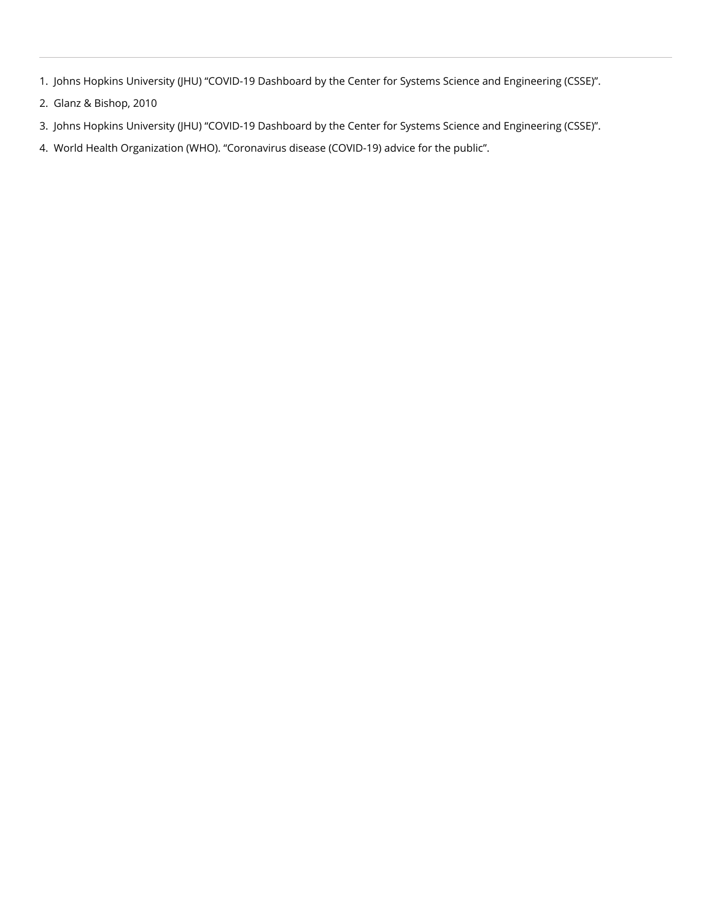---

1. Johns Hopkins University (JHU) “COVID-19 Dashboard by the Center for Systems Science and Engineering (CSSE)”.
2. Glanz & Bishop, 2010
3. Johns Hopkins University (JHU) “COVID-19 Dashboard by the Center for Systems Science and Engineering (CSSE)”.
4. World Health Organization (WHO). “Coronavirus disease (COVID-19) advice for the public”.